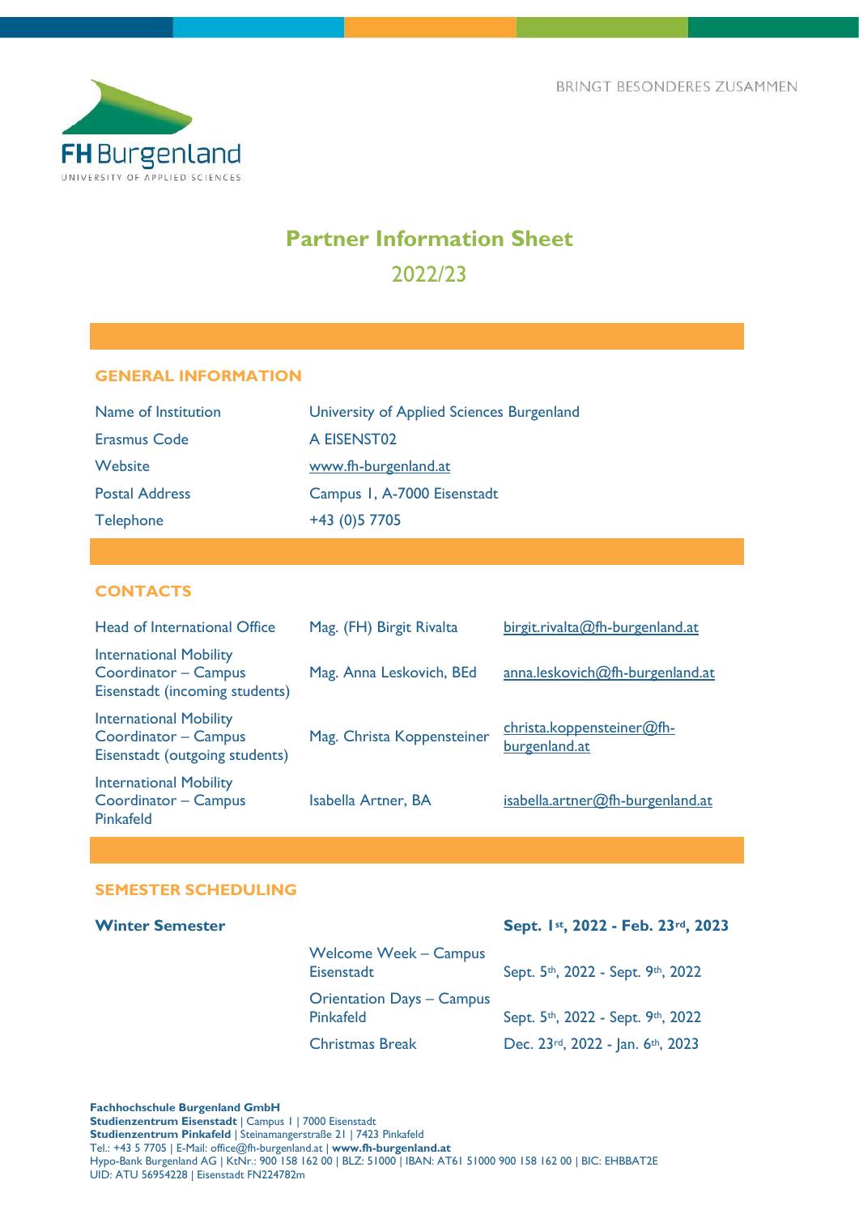FH Burgenland
UNIVERSITY OF APPLIED SCIENCES

BRINGT BESONDERES ZUSAMMEN

# Partner Information Sheet

## 2022/23

## GENERAL INFORMATION

| | |
|---|---|
| Name of Institution | University of Applied Sciences Burgenland |
| Erasmus Code | A EISENST02 |
| Website | www.fh-burgenland.at |
| Postal Address | Campus 1, A-7000 Eisenstadt |
| Telephone | +43 (0)5 7705 |

## CONTACTS

| | | |
|---|---|---|
| Head of International Office | Mag. (FH) Birgit Rivalta | birgit.rivalta@fh-burgenland.at |
| International Mobility Coordinator – Campus Eisenstadt (incoming students) | Mag. Anna Leskovich, BEd | anna.leskovich@fh-burgenland.at |
| International Mobility Coordinator – Campus Eisenstadt (outgoing students) | Mag. Christa Koppensteiner | christa.koppensteiner@fh-burgenland.at |
| International Mobility Coordinator – Campus Pinkafeld | Isabella Artner, BA | isabella.artner@fh-burgenland.at |

## SEMESTER SCHEDULING

| | | |
|---|---|---|
| **Winter Semester** | | **Sept. 1st, 2022 - Feb. 23rd, 2023** |
| | Welcome Week – Campus Eisenstadt | Sept. 5th, 2022 - Sept. 9th, 2022 |
| | Orientation Days – Campus Pinkafeld | Sept. 5th, 2022 - Sept. 9th, 2022 |
| | Christmas Break | Dec. 23rd, 2022 - Jan. 6th, 2023 |

**Fachhochschule Burgenland GmbH**
**Studienzentrum Eisenstadt** | Campus 1 | 7000 Eisenstadt
**Studienzentrum Pinkafeld** | Steinamangerstraße 21 | 7423 Pinkafeld
Tel.: +43 5 7705 | E-Mail: office@fh-burgenland.at | **www.fh-burgenland.at**
Hypo-Bank Burgenland AG | KtNr.: 900 158 162 00 | BLZ: 51000 | IBAN: AT61 51000 900 158 162 00 | BIC: EHBBAT2E
UID: ATU 56954228 | Eisenstadt FN224782m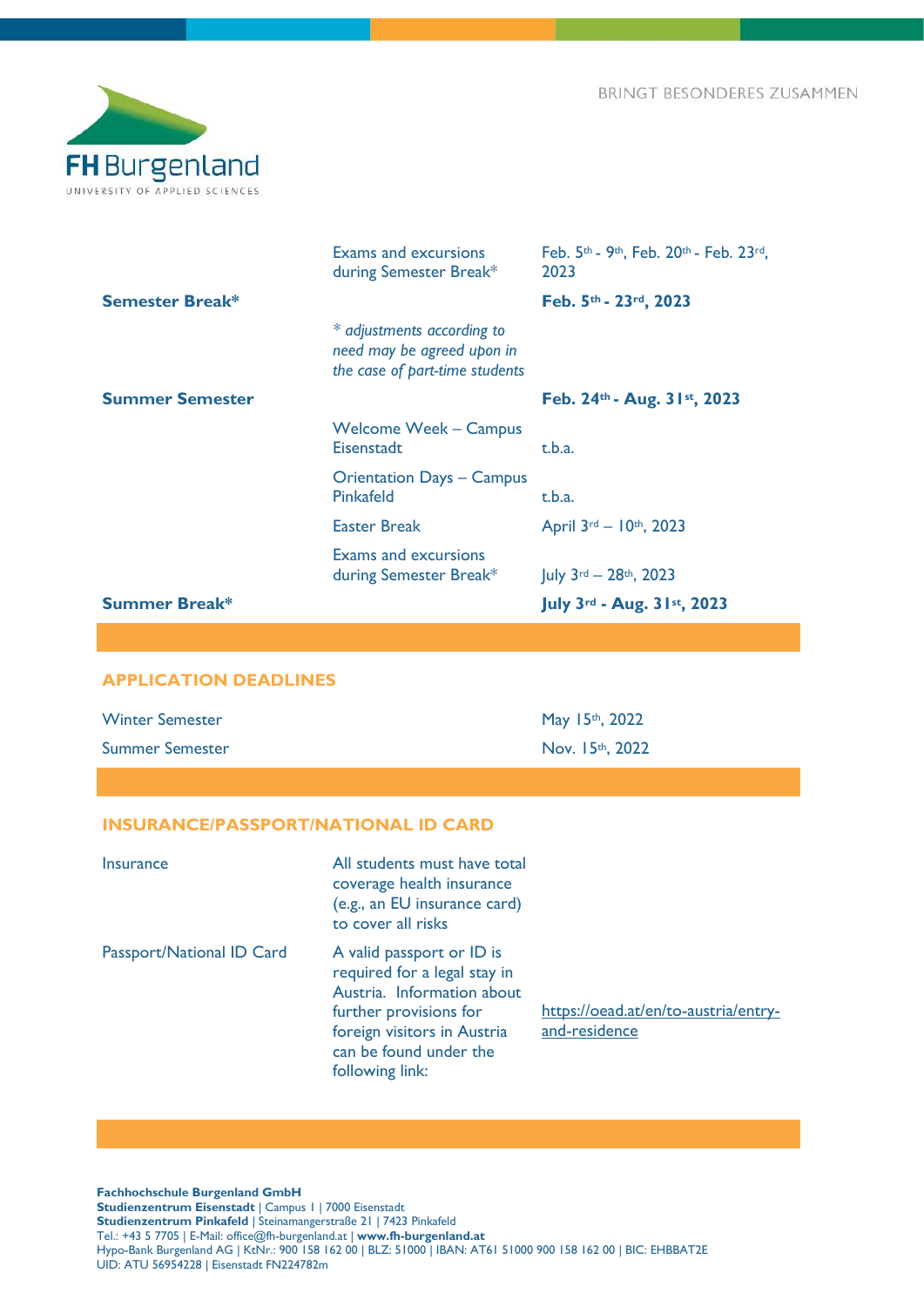| | | |
|---|---|---|
| | Exams and excursions during Semester Break* | Feb. 5th - 9th, Feb. 20th - Feb. 23rd, 2023 |
| **Semester Break*** | | **Feb. 5th - 23rd, 2023** |
| | *\* adjustments according to need may be agreed upon in the case of part-time students* | |
| **Summer Semester** | | **Feb. 24th - Aug. 31st, 2023** |
| | Welcome Week – Campus Eisenstadt | t.b.a. |
| | Orientation Days – Campus Pinkafeld | t.b.a. |
| | Easter Break | April 3rd – 10th, 2023 |
| | Exams and excursions during Semester Break* | July 3rd – 28th, 2023 |
| **Summer Break*** | | **July 3rd - Aug. 31st, 2023** |

## APPLICATION DEADLINES

| | |
|---|---|
| Winter Semester | May 15th, 2022 |
| Summer Semester | Nov. 15th, 2022 |

## INSURANCE/PASSPORT/NATIONAL ID CARD

| | | |
|---|---|---|
| Insurance | All students must have total coverage health insurance (e.g., an EU insurance card) to cover all risks | |
| Passport/National ID Card | A valid passport or ID is required for a legal stay in Austria. Information about further provisions for foreign visitors in Austria can be found under the following link: | https://oead.at/en/to-austria/entry-and-residence |

**Fachhochschule Burgenland GmbH**
**Studienzentrum Eisenstadt** | Campus 1 | 7000 Eisenstadt
**Studienzentrum Pinkafeld** | Steinamangerstraße 21 | 7423 Pinkafeld
Tel.: +43 5 7705 | E-Mail: office@fh-burgenland.at | **www.fh-burgenland.at**
Hypo-Bank Burgenland AG | KtNr.: 900 158 162 00 | BLZ: 51000 | IBAN: AT61 51000 900 158 162 00 | BIC: EHBBAT2E
UID: ATU 56954228 | Eisenstadt FN224782m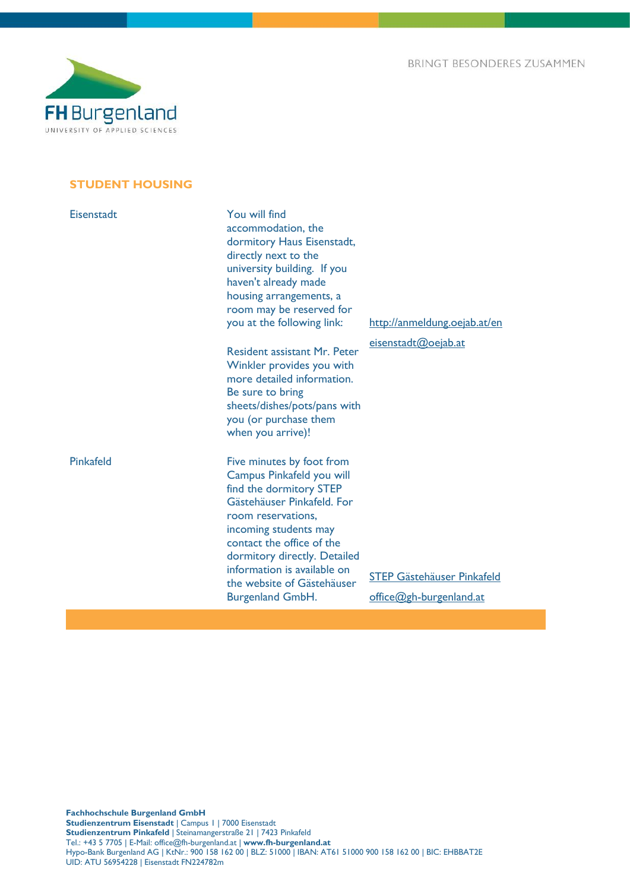## STUDENT HOUSING

| | | |
|---|---|---|
| Eisenstadt | You will find accommodation, the dormitory Haus Eisenstadt, directly next to the university building. If you haven't already made housing arrangements, a room may be reserved for you at the following link: | http://anmeldung.oejab.at/en |
| | Resident assistant Mr. Peter Winkler provides you with more detailed information. Be sure to bring sheets/dishes/pots/pans with you (or purchase them when you arrive)! | eisenstadt@oejab.at |
| Pinkafeld | Five minutes by foot from Campus Pinkafeld you will find the dormitory STEP Gästehäuser Pinkafeld. For room reservations, incoming students may contact the office of the dormitory directly. Detailed information is available on the website of Gästehäuser Burgenland GmbH. | STEP Gästehäuser Pinkafeld<br>office@gh-burgenland.at |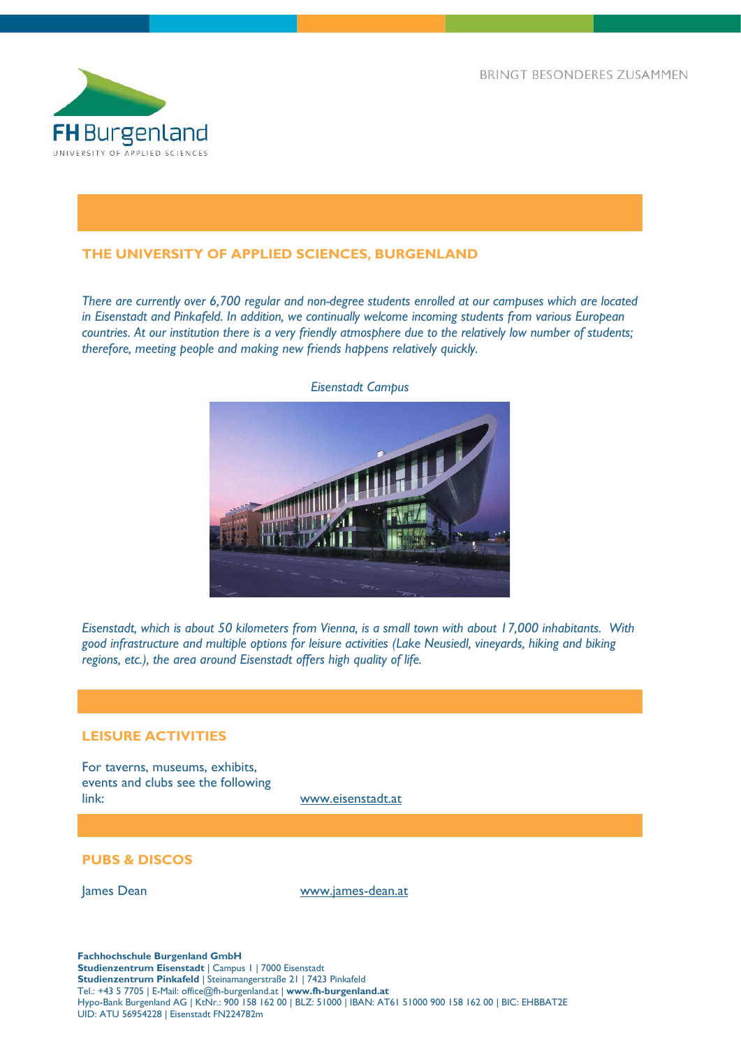## THE UNIVERSITY OF APPLIED SCIENCES, BURGENLAND

*There are currently over 6,700 regular and non-degree students enrolled at our campuses which are located in Eisenstadt and Pinkafeld. In addition, we continually welcome incoming students from various European countries. At our institution there is a very friendly atmosphere due to the relatively low number of students; therefore, meeting people and making new friends happens relatively quickly.*

*Eisenstadt Campus*

*Eisenstadt, which is about 50 kilometers from Vienna, is a small town with about 17,000 inhabitants. With good infrastructure and multiple options for leisure activities (Lake Neusiedl, vineyards, hiking and biking regions, etc.), the area around Eisenstadt offers high quality of life.*

## LEISURE ACTIVITIES

| | |
|---|---|
| For taverns, museums, exhibits, events and clubs see the following link: | www.eisenstadt.at |

## PUBS & DISCOS

| | |
|---|---|
| James Dean | www.james-dean.at |

**Fachhochschule Burgenland GmbH**
**Studienzentrum Eisenstadt** | Campus 1 | 7000 Eisenstadt
**Studienzentrum Pinkafeld** | Steinamangerstraße 21 | 7423 Pinkafeld
Tel.: +43 5 7705 | E-Mail: office@fh-burgenland.at | **www.fh-burgenland.at**
Hypo-Bank Burgenland AG | KtNr.: 900 158 162 00 | BLZ: 51000 | IBAN: AT61 51000 900 158 162 00 | BIC: EHBBAT2E
UID: ATU 56954228 | Eisenstadt FN224782m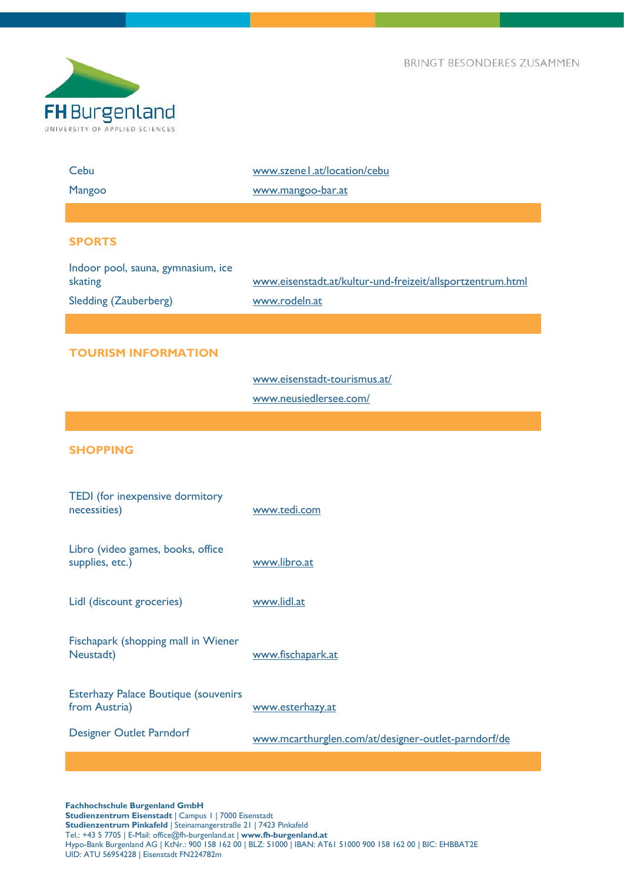| | |
|---|---|
| Cebu | www.szene1.at/location/cebu |
| Mangoo | www.mangoo-bar.at |

## SPORTS

| | |
|---|---|
| Indoor pool, sauna, gymnasium, ice skating | www.eisenstadt.at/kultur-und-freizeit/allsportzentrum.html |
| Sledding (Zauberberg) | www.rodeln.at |

## TOURISM INFORMATION

www.eisenstadt-tourismus.at/

www.neusiedlersee.com/

## SHOPPING

| | |
|---|---|
| TEDI (for inexpensive dormitory necessities) | www.tedi.com |
| Libro (video games, books, office supplies, etc.) | www.libro.at |
| Lidl (discount groceries) | www.lidl.at |
| Fischapark (shopping mall in Wiener Neustadt) | www.fischapark.at |
| Esterhazy Palace Boutique (souvenirs from Austria) | www.esterhazy.at |
| Designer Outlet Parndorf | www.mcarthurglen.com/at/designer-outlet-parndorf/de |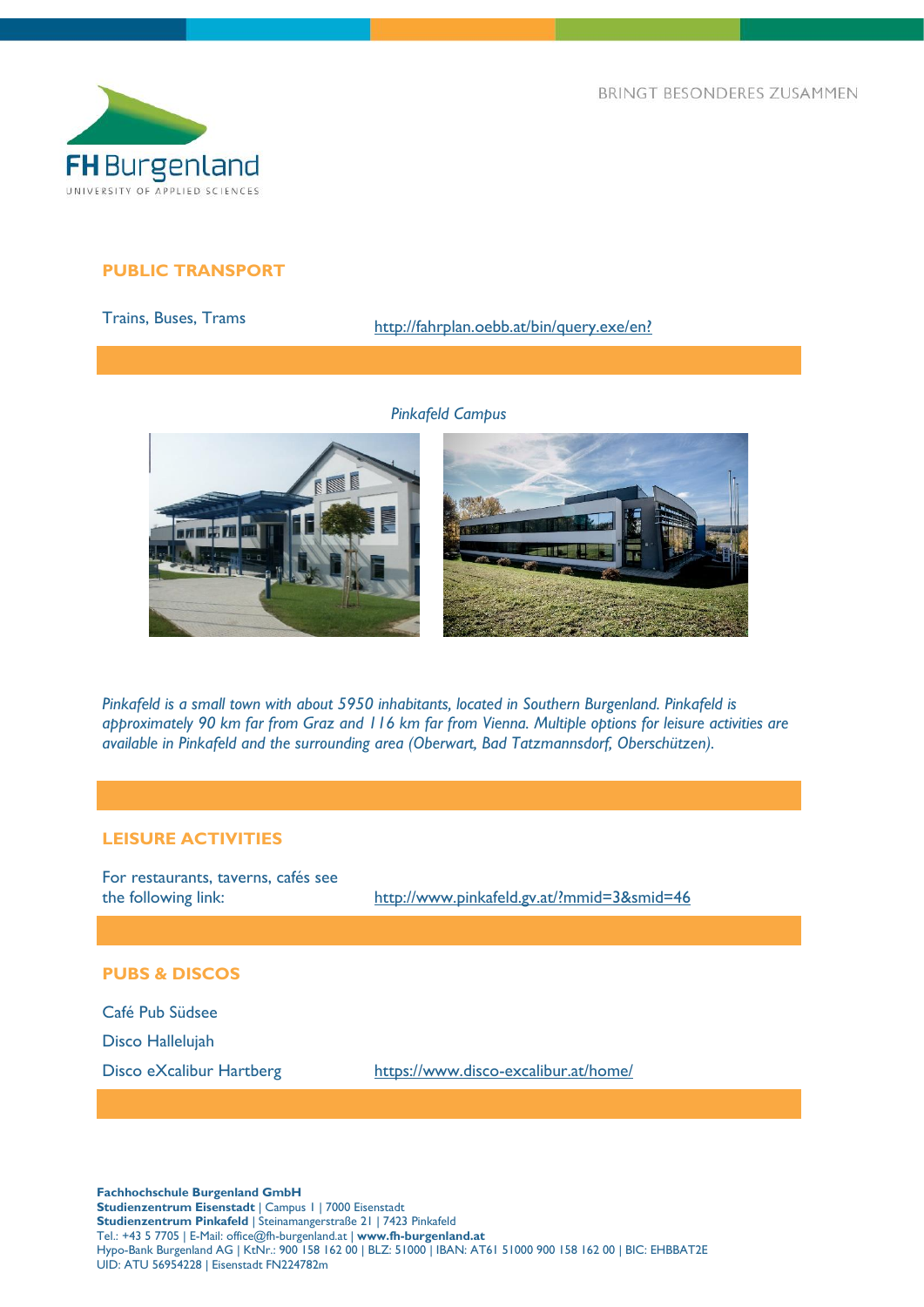## PUBLIC TRANSPORT

| | |
|---|---|
| Trains, Buses, Trams | http://fahrplan.oebb.at/bin/query.exe/en? |

*Pinkafeld Campus*

*Pinkafeld is a small town with about 5950 inhabitants, located in Southern Burgenland. Pinkafeld is approximately 90 km far from Graz and 116 km far from Vienna. Multiple options for leisure activities are available in Pinkafeld and the surrounding area (Oberwart, Bad Tatzmannsdorf, Oberschützen).*

## LEISURE ACTIVITIES

| | |
|---|---|
| For restaurants, taverns, cafés see the following link: | http://www.pinkafeld.gv.at/?mmid=3&smid=46 |

## PUBS & DISCOS

| | |
|---|---|
| Café Pub Südsee | |
| Disco Hallelujah | |
| Disco eXcalibur Hartberg | https://www.disco-excalibur.at/home/ |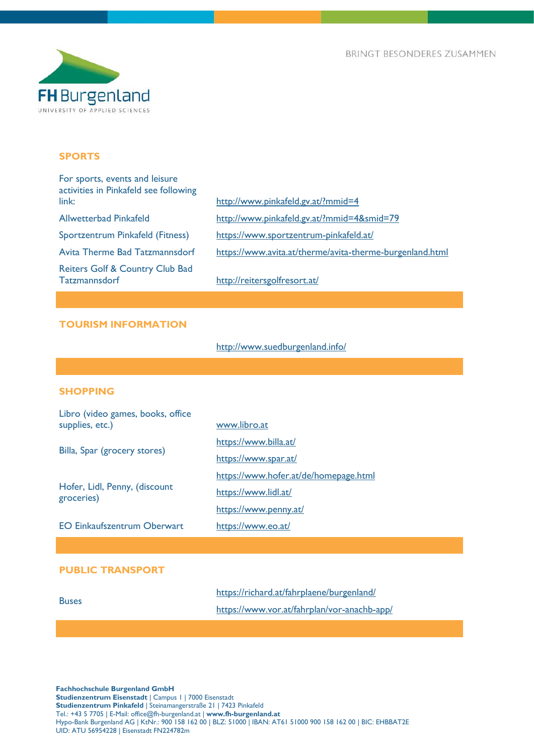## SPORTS

| | |
|---|---|
| For sports, events and leisure activities in Pinkafeld see following link: | http://www.pinkafeld.gv.at/?mmid=4 |
| Allwetterbad Pinkafeld | http://www.pinkafeld.gv.at/?mmid=4&smid=79 |
| Sportzentrum Pinkafeld (Fitness) | https://www.sportzentrum-pinkafeld.at/ |
| Avita Therme Bad Tatzmannsdorf | https://www.avita.at/therme/avita-therme-burgenland.html |
| Reiters Golf & Country Club Bad Tatzmannsdorf | http://reitersgolfresort.at/ |

## TOURISM INFORMATION

http://www.suedburgenland.info/

## SHOPPING

| | |
|---|---|
| Libro (video games, books, office supplies, etc.) | www.libro.at |
| Billa, Spar (grocery stores) | https://www.billa.at/<br>https://www.spar.at/ |
| Hofer, Lidl, Penny, (discount groceries) | https://www.hofer.at/de/homepage.html<br>https://www.lidl.at/<br>https://www.penny.at/ |
| EO Einkaufszentrum Oberwart | https://www.eo.at/ |

## PUBLIC TRANSPORT

| | |
|---|---|
| Buses | https://richard.at/fahrplaene/burgenland/<br>https://www.vor.at/fahrplan/vor-anachb-app/ |

**Fachhochschule Burgenland GmbH**
**Studienzentrum Eisenstadt** | Campus 1 | 7000 Eisenstadt
**Studienzentrum Pinkafeld** | Steinamangerstraße 21 | 7423 Pinkafeld
Tel.: +43 5 7705 | E-Mail: office@fh-burgenland.at | **www.fh-burgenland.at**
Hypo-Bank Burgenland AG | KtNr.: 900 158 162 00 | BLZ: 51000 | IBAN: AT61 51000 900 158 162 00 | BIC: EHBBAT2E
UID: ATU 56954228 | Eisenstadt FN224782m